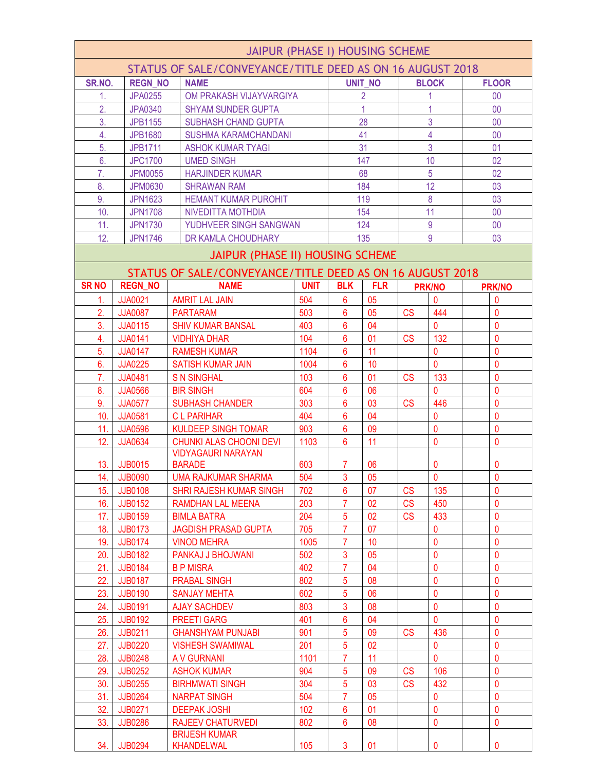## JAIPUR (PHASE I) HOUSING SCHEME

### STATUS OF SALE/CONVEYANCE/TITLE DEED AS ON 16 AUGUST 2018

| SR.NO. | REGN_NO | NAME | UNIT_NO | BLOCK | FLOOR |
|---|---|---|---|---|---|
| 1. | JPA0255 | OM PRAKASH VIJAYVARGIYA | 2 | 1 | 00 |
| 2. | JPA0340 | SHYAM SUNDER GUPTA | 1 | 1 | 00 |
| 3. | JPB1155 | SUBHASH CHAND GUPTA | 28 | 3 | 00 |
| 4. | JPB1680 | SUSHMA KARAMCHANDANI | 41 | 4 | 00 |
| 5. | JPB1711 | ASHOK KUMAR TYAGI | 31 | 3 | 01 |
| 6. | JPC1700 | UMED SINGH | 147 | 10 | 02 |
| 7. | JPM0055 | HARJINDER KUMAR | 68 | 5 | 02 |
| 8. | JPM0630 | SHRAWAN RAM | 184 | 12 | 03 |
| 9. | JPN1623 | HEMANT KUMAR PUROHIT | 119 | 8 | 03 |
| 10. | JPN1708 | NIVEDITTA MOTHDIA | 154 | 11 | 00 |
| 11. | JPN1730 | YUDHVEER SINGH SANGWAN | 124 | 9 | 00 |
| 12. | JPN1746 | DR KAMLA CHOUDHARY | 135 | 9 | 03 |

## JAIPUR (PHASE II) HOUSING SCHEME

### STATUS OF SALE/CONVEYANCE/TITLE DEED AS ON 16 AUGUST 2018

| SR NO | REGN_NO | NAME | UNIT | BLK | FLR | PRK/NO | | PRK/NO |
|---|---|---|---|---|---|---|---|---|
| 1. | JJA0021 | AMRIT LAL JAIN | 504 | 6 | 05 | | 0 | 0 |
| 2. | JJA0087 | PARTARAM | 503 | 6 | 05 | CS | 444 | 0 |
| 3. | JJA0115 | SHIV KUMAR BANSAL | 403 | 6 | 04 | | 0 | 0 |
| 4. | JJA0141 | VIDHIYA DHAR | 104 | 6 | 01 | CS | 132 | 0 |
| 5. | JJA0147 | RAMESH KUMAR | 1104 | 6 | 11 | | 0 | 0 |
| 6. | JJA0225 | SATISH KUMAR JAIN | 1004 | 6 | 10 | | 0 | 0 |
| 7. | JJA0481 | S N SINGHAL | 103 | 6 | 01 | CS | 133 | 0 |
| 8. | JJA0566 | BIR SINGH | 604 | 6 | 06 | | 0 | 0 |
| 9. | JJA0577 | SUBHASH CHANDER | 303 | 6 | 03 | CS | 446 | 0 |
| 10. | JJA0581 | C L PARIHAR | 404 | 6 | 04 | | 0 | 0 |
| 11. | JJA0596 | KULDEEP SINGH TOMAR | 903 | 6 | 09 | | 0 | 0 |
| 12. | JJA0634 | CHUNKI ALAS CHOONI DEVI | 1103 | 6 | 11 | | 0 | 0 |
| 13. | JJB0015 | VIDYAGAURI NARAYAN BARADE | 603 | 7 | 06 | | 0 | 0 |
| 14. | JJB0090 | UMA RAJKUMAR SHARMA | 504 | 3 | 05 | | 0 | 0 |
| 15. | JJB0108 | SHRI RAJESH KUMAR SINGH | 702 | 6 | 07 | CS | 135 | 0 |
| 16. | JJB0152 | RAMDHAN LAL MEENA | 203 | 7 | 02 | CS | 450 | 0 |
| 17. | JJB0159 | BIMLA BATRA | 204 | 5 | 02 | CS | 433 | 0 |
| 18. | JJB0173 | JAGDISH PRASAD GUPTA | 705 | 7 | 07 | | 0 | 0 |
| 19. | JJB0174 | VINOD MEHRA | 1005 | 7 | 10 | | 0 | 0 |
| 20. | JJB0182 | PANKAJ J BHOJWANI | 502 | 3 | 05 | | 0 | 0 |
| 21. | JJB0184 | B P MISRA | 402 | 7 | 04 | | 0 | 0 |
| 22. | JJB0187 | PRABAL SINGH | 802 | 5 | 08 | | 0 | 0 |
| 23. | JJB0190 | SANJAY MEHTA | 602 | 5 | 06 | | 0 | 0 |
| 24. | JJB0191 | AJAY SACHDEV | 803 | 3 | 08 | | 0 | 0 |
| 25. | JJB0192 | PREETI GARG | 401 | 6 | 04 | | 0 | 0 |
| 26. | JJB0211 | GHANSHYAM PUNJABI | 901 | 5 | 09 | CS | 436 | 0 |
| 27. | JJB0220 | VISHESH SWAMIWAL | 201 | 5 | 02 | | 0 | 0 |
| 28. | JJB0248 | A V GURNANI | 1101 | 7 | 11 | | 0 | 0 |
| 29. | JJB0252 | ASHOK KUMAR | 904 | 5 | 09 | CS | 106 | 0 |
| 30. | JJB0255 | BIRHMWATI SINGH | 304 | 5 | 03 | CS | 432 | 0 |
| 31. | JJB0264 | NARPAT SINGH | 504 | 7 | 05 | | 0 | 0 |
| 32. | JJB0271 | DEEPAK JOSHI | 102 | 6 | 01 | | 0 | 0 |
| 33. | JJB0286 | RAJEEV CHATURVEDI | 802 | 6 | 08 | | 0 | 0 |
| 34. | JJB0294 | BRIJESH KUMAR KHANDELWAL | 105 | 3 | 01 | | 0 | 0 |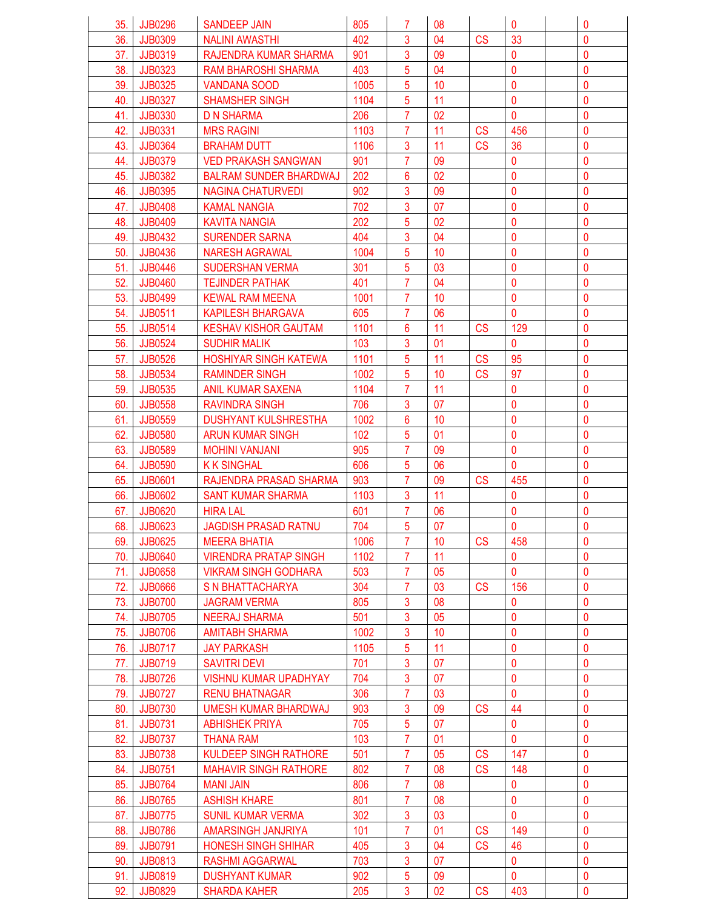| | | | | | | | | | |
|---|---|---|---|---|---|---|---|---|---|
| 35. | JJB0296 | SANDEEP JAIN | 805 | 7 | 08 | | 0 | | 0 |
| 36. | JJB0309 | NALINI AWASTHI | 402 | 3 | 04 | CS | 33 | | 0 |
| 37. | JJB0319 | RAJENDRA KUMAR SHARMA | 901 | 3 | 09 | | 0 | | 0 |
| 38. | JJB0323 | RAM BHAROSHI SHARMA | 403 | 5 | 04 | | 0 | | 0 |
| 39. | JJB0325 | VANDANA SOOD | 1005 | 5 | 10 | | 0 | | 0 |
| 40. | JJB0327 | SHAMSHER SINGH | 1104 | 5 | 11 | | 0 | | 0 |
| 41. | JJB0330 | D N SHARMA | 206 | 7 | 02 | | 0 | | 0 |
| 42. | JJB0331 | MRS RAGINI | 1103 | 7 | 11 | CS | 456 | | 0 |
| 43. | JJB0364 | BRAHAM DUTT | 1106 | 3 | 11 | CS | 36 | | 0 |
| 44. | JJB0379 | VED PRAKASH SANGWAN | 901 | 7 | 09 | | 0 | | 0 |
| 45. | JJB0382 | BALRAM SUNDER BHARDWAJ | 202 | 6 | 02 | | 0 | | 0 |
| 46. | JJB0395 | NAGINA CHATURVEDI | 902 | 3 | 09 | | 0 | | 0 |
| 47. | JJB0408 | KAMAL NANGIA | 702 | 3 | 07 | | 0 | | 0 |
| 48. | JJB0409 | KAVITA NANGIA | 202 | 5 | 02 | | 0 | | 0 |
| 49. | JJB0432 | SURENDER SARNA | 404 | 3 | 04 | | 0 | | 0 |
| 50. | JJB0436 | NARESH AGRAWAL | 1004 | 5 | 10 | | 0 | | 0 |
| 51. | JJB0446 | SUDERSHAN VERMA | 301 | 5 | 03 | | 0 | | 0 |
| 52. | JJB0460 | TEJINDER PATHAK | 401 | 7 | 04 | | 0 | | 0 |
| 53. | JJB0499 | KEWAL RAM MEENA | 1001 | 7 | 10 | | 0 | | 0 |
| 54. | JJB0511 | KAPILESH BHARGAVA | 605 | 7 | 06 | | 0 | | 0 |
| 55. | JJB0514 | KESHAV KISHOR GAUTAM | 1101 | 6 | 11 | CS | 129 | | 0 |
| 56. | JJB0524 | SUDHIR MALIK | 103 | 3 | 01 | | 0 | | 0 |
| 57. | JJB0526 | HOSHIYAR SINGH KATEWA | 1101 | 5 | 11 | CS | 95 | | 0 |
| 58. | JJB0534 | RAMINDER SINGH | 1002 | 5 | 10 | CS | 97 | | 0 |
| 59. | JJB0535 | ANIL KUMAR SAXENA | 1104 | 7 | 11 | | 0 | | 0 |
| 60. | JJB0558 | RAVINDRA SINGH | 706 | 3 | 07 | | 0 | | 0 |
| 61. | JJB0559 | DUSHYANT KULSHRESTHA | 1002 | 6 | 10 | | 0 | | 0 |
| 62. | JJB0580 | ARUN KUMAR SINGH | 102 | 5 | 01 | | 0 | | 0 |
| 63. | JJB0589 | MOHINI VANJANI | 905 | 7 | 09 | | 0 | | 0 |
| 64. | JJB0590 | K K SINGHAL | 606 | 5 | 06 | | 0 | | 0 |
| 65. | JJB0601 | RAJENDRA PRASAD SHARMA | 903 | 7 | 09 | CS | 455 | | 0 |
| 66. | JJB0602 | SANT KUMAR SHARMA | 1103 | 3 | 11 | | 0 | | 0 |
| 67. | JJB0620 | HIRA LAL | 601 | 7 | 06 | | 0 | | 0 |
| 68. | JJB0623 | JAGDISH PRASAD RATNU | 704 | 5 | 07 | | 0 | | 0 |
| 69. | JJB0625 | MEERA BHATIA | 1006 | 7 | 10 | CS | 458 | | 0 |
| 70. | JJB0640 | VIRENDRA PRATAP SINGH | 1102 | 7 | 11 | | 0 | | 0 |
| 71. | JJB0658 | VIKRAM SINGH GODHARA | 503 | 7 | 05 | | 0 | | 0 |
| 72. | JJB0666 | S N BHATTACHARYA | 304 | 7 | 03 | CS | 156 | | 0 |
| 73. | JJB0700 | JAGRAM VERMA | 805 | 3 | 08 | | 0 | | 0 |
| 74. | JJB0705 | NEERAJ SHARMA | 501 | 3 | 05 | | 0 | | 0 |
| 75. | JJB0706 | AMITABH SHARMA | 1002 | 3 | 10 | | 0 | | 0 |
| 76. | JJB0717 | JAY PARKASH | 1105 | 5 | 11 | | 0 | | 0 |
| 77. | JJB0719 | SAVITRI DEVI | 701 | 3 | 07 | | 0 | | 0 |
| 78. | JJB0726 | VISHNU KUMAR UPADHYAY | 704 | 3 | 07 | | 0 | | 0 |
| 79. | JJB0727 | RENU BHATNAGAR | 306 | 7 | 03 | | 0 | | 0 |
| 80. | JJB0730 | UMESH KUMAR BHARDWAJ | 903 | 3 | 09 | CS | 44 | | 0 |
| 81. | JJB0731 | ABHISHEK PRIYA | 705 | 5 | 07 | | 0 | | 0 |
| 82. | JJB0737 | THANA RAM | 103 | 7 | 01 | | 0 | | 0 |
| 83. | JJB0738 | KULDEEP SINGH RATHORE | 501 | 7 | 05 | CS | 147 | | 0 |
| 84. | JJB0751 | MAHAVIR SINGH RATHORE | 802 | 7 | 08 | CS | 148 | | 0 |
| 85. | JJB0764 | MANI JAIN | 806 | 7 | 08 | | 0 | | 0 |
| 86. | JJB0765 | ASHISH KHARE | 801 | 7 | 08 | | 0 | | 0 |
| 87. | JJB0775 | SUNIL KUMAR VERMA | 302 | 3 | 03 | | 0 | | 0 |
| 88. | JJB0786 | AMARSINGH JANJRIYA | 101 | 7 | 01 | CS | 149 | | 0 |
| 89. | JJB0791 | HONESH SINGH SHIHAR | 405 | 3 | 04 | CS | 46 | | 0 |
| 90. | JJB0813 | RASHMI AGGARWAL | 703 | 3 | 07 | | 0 | | 0 |
| 91. | JJB0819 | DUSHYANT KUMAR | 902 | 5 | 09 | | 0 | | 0 |
| 92. | JJB0829 | SHARDA KAHER | 205 | 3 | 02 | CS | 403 | | 0 |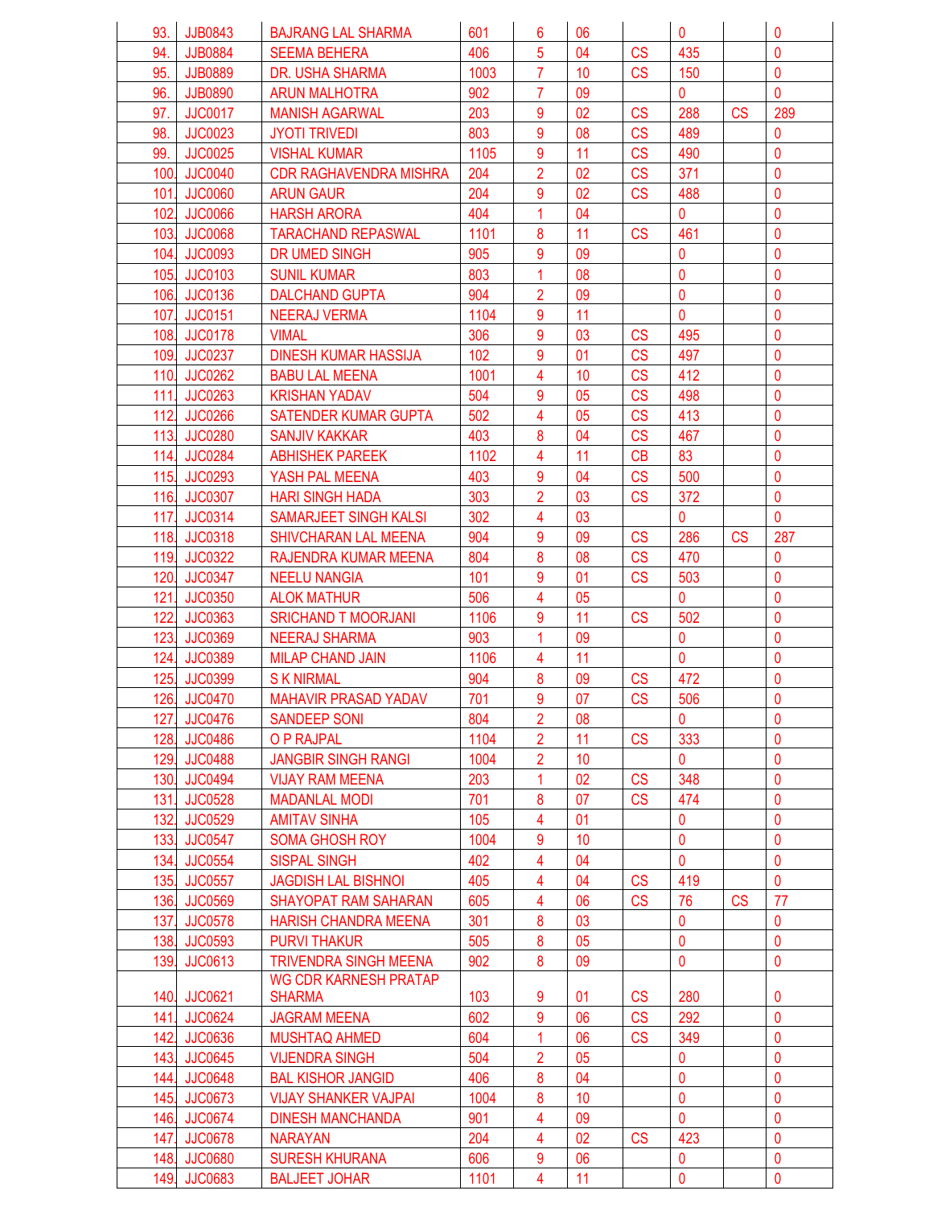|  |  |  |  |  |  |  |  |  |  |
|---|---|---|---|---|---|---|---|---|---|
| 93. | JJB0843 | BAJRANG LAL SHARMA | 601 | 6 | 06 |  | 0 |  | 0 |
| 94. | JJB0884 | SEEMA BEHERA | 406 | 5 | 04 | CS | 435 |  | 0 |
| 95. | JJB0889 | DR. USHA SHARMA | 1003 | 7 | 10 | CS | 150 |  | 0 |
| 96. | JJB0890 | ARUN MALHOTRA | 902 | 7 | 09 |  | 0 |  | 0 |
| 97. | JJC0017 | MANISH AGARWAL | 203 | 9 | 02 | CS | 288 | CS | 289 |
| 98. | JJC0023 | JYOTI TRIVEDI | 803 | 9 | 08 | CS | 489 |  | 0 |
| 99. | JJC0025 | VISHAL KUMAR | 1105 | 9 | 11 | CS | 490 |  | 0 |
| 100. | JJC0040 | CDR RAGHAVENDRA MISHRA | 204 | 2 | 02 | CS | 371 |  | 0 |
| 101. | JJC0060 | ARUN GAUR | 204 | 9 | 02 | CS | 488 |  | 0 |
| 102. | JJC0066 | HARSH ARORA | 404 | 1 | 04 |  | 0 |  | 0 |
| 103. | JJC0068 | TARACHAND REPASWAL | 1101 | 8 | 11 | CS | 461 |  | 0 |
| 104. | JJC0093 | DR UMED SINGH | 905 | 9 | 09 |  | 0 |  | 0 |
| 105. | JJC0103 | SUNIL KUMAR | 803 | 1 | 08 |  | 0 |  | 0 |
| 106. | JJC0136 | DALCHAND GUPTA | 904 | 2 | 09 |  | 0 |  | 0 |
| 107. | JJC0151 | NEERAJ VERMA | 1104 | 9 | 11 |  | 0 |  | 0 |
| 108. | JJC0178 | VIMAL | 306 | 9 | 03 | CS | 495 |  | 0 |
| 109. | JJC0237 | DINESH KUMAR HASSIJA | 102 | 9 | 01 | CS | 497 |  | 0 |
| 110. | JJC0262 | BABU LAL MEENA | 1001 | 4 | 10 | CS | 412 |  | 0 |
| 111. | JJC0263 | KRISHAN YADAV | 504 | 9 | 05 | CS | 498 |  | 0 |
| 112. | JJC0266 | SATENDER KUMAR GUPTA | 502 | 4 | 05 | CS | 413 |  | 0 |
| 113. | JJC0280 | SANJIV KAKKAR | 403 | 8 | 04 | CS | 467 |  | 0 |
| 114. | JJC0284 | ABHISHEK PAREEK | 1102 | 4 | 11 | CB | 83 |  | 0 |
| 115. | JJC0293 | YASH PAL MEENA | 403 | 9 | 04 | CS | 500 |  | 0 |
| 116. | JJC0307 | HARI SINGH HADA | 303 | 2 | 03 | CS | 372 |  | 0 |
| 117. | JJC0314 | SAMARJEET SINGH KALSI | 302 | 4 | 03 |  | 0 |  | 0 |
| 118. | JJC0318 | SHIVCHARAN LAL MEENA | 904 | 9 | 09 | CS | 286 | CS | 287 |
| 119. | JJC0322 | RAJENDRA KUMAR MEENA | 804 | 8 | 08 | CS | 470 |  | 0 |
| 120. | JJC0347 | NEELU NANGIA | 101 | 9 | 01 | CS | 503 |  | 0 |
| 121. | JJC0350 | ALOK MATHUR | 506 | 4 | 05 |  | 0 |  | 0 |
| 122. | JJC0363 | SRICHAND T MOORJANI | 1106 | 9 | 11 | CS | 502 |  | 0 |
| 123. | JJC0369 | NEERAJ SHARMA | 903 | 1 | 09 |  | 0 |  | 0 |
| 124. | JJC0389 | MILAP CHAND JAIN | 1106 | 4 | 11 |  | 0 |  | 0 |
| 125. | JJC0399 | S K NIRMAL | 904 | 8 | 09 | CS | 472 |  | 0 |
| 126. | JJC0470 | MAHAVIR PRASAD YADAV | 701 | 9 | 07 | CS | 506 |  | 0 |
| 127. | JJC0476 | SANDEEP SONI | 804 | 2 | 08 |  | 0 |  | 0 |
| 128. | JJC0486 | O P RAJPAL | 1104 | 2 | 11 | CS | 333 |  | 0 |
| 129. | JJC0488 | JANGBIR SINGH RANGI | 1004 | 2 | 10 |  | 0 |  | 0 |
| 130. | JJC0494 | VIJAY RAM MEENA | 203 | 1 | 02 | CS | 348 |  | 0 |
| 131. | JJC0528 | MADANLAL MODI | 701 | 8 | 07 | CS | 474 |  | 0 |
| 132. | JJC0529 | AMITAV SINHA | 105 | 4 | 01 |  | 0 |  | 0 |
| 133. | JJC0547 | SOMA GHOSH ROY | 1004 | 9 | 10 |  | 0 |  | 0 |
| 134. | JJC0554 | SISPAL SINGH | 402 | 4 | 04 |  | 0 |  | 0 |
| 135. | JJC0557 | JAGDISH LAL BISHNOI | 405 | 4 | 04 | CS | 419 |  | 0 |
| 136. | JJC0569 | SHAYOPAT RAM SAHARAN | 605 | 4 | 06 | CS | 76 | CS | 77 |
| 137. | JJC0578 | HARISH CHANDRA MEENA | 301 | 8 | 03 |  | 0 |  | 0 |
| 138. | JJC0593 | PURVI THAKUR | 505 | 8 | 05 |  | 0 |  | 0 |
| 139. | JJC0613 | TRIVENDRA SINGH MEENA | 902 | 8 | 09 |  | 0 |  | 0 |
| 140. | JJC0621 | WG CDR KARNESH PRATAP SHARMA | 103 | 9 | 01 | CS | 280 |  | 0 |
| 141. | JJC0624 | JAGRAM MEENA | 602 | 9 | 06 | CS | 292 |  | 0 |
| 142. | JJC0636 | MUSHTAQ AHMED | 604 | 1 | 06 | CS | 349 |  | 0 |
| 143. | JJC0645 | VIJENDRA SINGH | 504 | 2 | 05 |  | 0 |  | 0 |
| 144. | JJC0648 | BAL KISHOR JANGID | 406 | 8 | 04 |  | 0 |  | 0 |
| 145. | JJC0673 | VIJAY SHANKER VAJPAI | 1004 | 8 | 10 |  | 0 |  | 0 |
| 146. | JJC0674 | DINESH MANCHANDA | 901 | 4 | 09 |  | 0 |  | 0 |
| 147. | JJC0678 | NARAYAN | 204 | 4 | 02 | CS | 423 |  | 0 |
| 148. | JJC0680 | SURESH KHURANA | 606 | 9 | 06 |  | 0 |  | 0 |
| 149. | JJC0683 | BALJEET JOHAR | 1101 | 4 | 11 |  | 0 |  | 0 |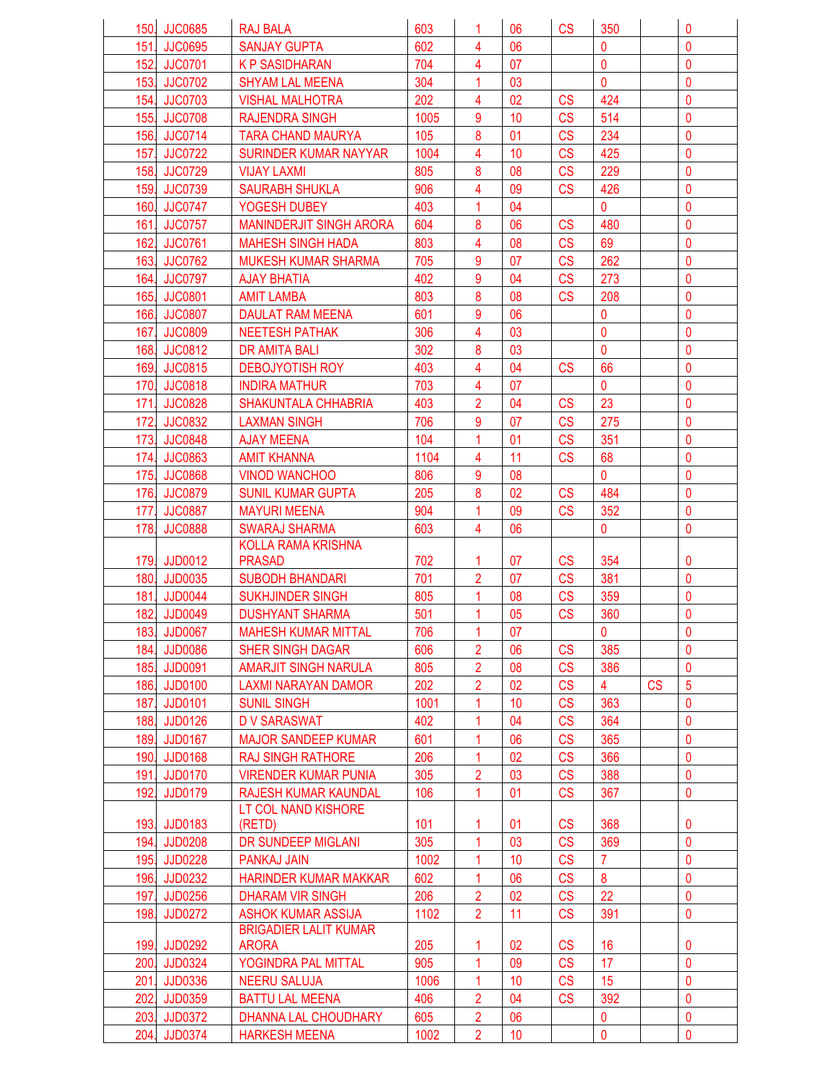| | | | | | | | | | |
|---|---|---|---|---|---|---|---|---|---|
| 150. | JJC0685 | RAJ BALA | 603 | 1 | 06 | CS | 350 | | 0 |
| 151. | JJC0695 | SANJAY GUPTA | 602 | 4 | 06 | | 0 | | 0 |
| 152. | JJC0701 | K P SASIDHARAN | 704 | 4 | 07 | | 0 | | 0 |
| 153. | JJC0702 | SHYAM LAL MEENA | 304 | 1 | 03 | | 0 | | 0 |
| 154. | JJC0703 | VISHAL MALHOTRA | 202 | 4 | 02 | CS | 424 | | 0 |
| 155. | JJC0708 | RAJENDRA SINGH | 1005 | 9 | 10 | CS | 514 | | 0 |
| 156. | JJC0714 | TARA CHAND MAURYA | 105 | 8 | 01 | CS | 234 | | 0 |
| 157. | JJC0722 | SURINDER KUMAR NAYYAR | 1004 | 4 | 10 | CS | 425 | | 0 |
| 158. | JJC0729 | VIJAY LAXMI | 805 | 8 | 08 | CS | 229 | | 0 |
| 159. | JJC0739 | SAURABH SHUKLA | 906 | 4 | 09 | CS | 426 | | 0 |
| 160. | JJC0747 | YOGESH DUBEY | 403 | 1 | 04 | | 0 | | 0 |
| 161. | JJC0757 | MANINDERJIT SINGH ARORA | 604 | 8 | 06 | CS | 480 | | 0 |
| 162. | JJC0761 | MAHESH SINGH HADA | 803 | 4 | 08 | CS | 69 | | 0 |
| 163. | JJC0762 | MUKESH KUMAR SHARMA | 705 | 9 | 07 | CS | 262 | | 0 |
| 164. | JJC0797 | AJAY BHATIA | 402 | 9 | 04 | CS | 273 | | 0 |
| 165. | JJC0801 | AMIT LAMBA | 803 | 8 | 08 | CS | 208 | | 0 |
| 166. | JJC0807 | DAULAT RAM MEENA | 601 | 9 | 06 | | 0 | | 0 |
| 167. | JJC0809 | NEETESH PATHAK | 306 | 4 | 03 | | 0 | | 0 |
| 168. | JJC0812 | DR AMITA BALI | 302 | 8 | 03 | | 0 | | 0 |
| 169. | JJC0815 | DEBOJYOTISH ROY | 403 | 4 | 04 | CS | 66 | | 0 |
| 170. | JJC0818 | INDIRA MATHUR | 703 | 4 | 07 | | 0 | | 0 |
| 171. | JJC0828 | SHAKUNTALA CHHABRIA | 403 | 2 | 04 | CS | 23 | | 0 |
| 172. | JJC0832 | LAXMAN SINGH | 706 | 9 | 07 | CS | 275 | | 0 |
| 173. | JJC0848 | AJAY MEENA | 104 | 1 | 01 | CS | 351 | | 0 |
| 174. | JJC0863 | AMIT KHANNA | 1104 | 4 | 11 | CS | 68 | | 0 |
| 175. | JJC0868 | VINOD WANCHOO | 806 | 9 | 08 | | 0 | | 0 |
| 176. | JJC0879 | SUNIL KUMAR GUPTA | 205 | 8 | 02 | CS | 484 | | 0 |
| 177. | JJC0887 | MAYURI MEENA | 904 | 1 | 09 | CS | 352 | | 0 |
| 178. | JJC0888 | SWARAJ SHARMA | 603 | 4 | 06 | | 0 | | 0 |
| 179. | JJD0012 | KOLLA RAMA KRISHNA PRASAD | 702 | 1 | 07 | CS | 354 | | 0 |
| 180. | JJD0035 | SUBODH BHANDARI | 701 | 2 | 07 | CS | 381 | | 0 |
| 181. | JJD0044 | SUKHJINDER SINGH | 805 | 1 | 08 | CS | 359 | | 0 |
| 182. | JJD0049 | DUSHYANT SHARMA | 501 | 1 | 05 | CS | 360 | | 0 |
| 183. | JJD0067 | MAHESH KUMAR MITTAL | 706 | 1 | 07 | | 0 | | 0 |
| 184. | JJD0086 | SHER SINGH DAGAR | 606 | 2 | 06 | CS | 385 | | 0 |
| 185. | JJD0091 | AMARJIT SINGH NARULA | 805 | 2 | 08 | CS | 386 | | 0 |
| 186. | JJD0100 | LAXMI NARAYAN DAMOR | 202 | 2 | 02 | CS | 4 | CS | 5 |
| 187. | JJD0101 | SUNIL SINGH | 1001 | 1 | 10 | CS | 363 | | 0 |
| 188. | JJD0126 | D V SARASWAT | 402 | 1 | 04 | CS | 364 | | 0 |
| 189. | JJD0167 | MAJOR SANDEEP KUMAR | 601 | 1 | 06 | CS | 365 | | 0 |
| 190. | JJD0168 | RAJ SINGH RATHORE | 206 | 1 | 02 | CS | 366 | | 0 |
| 191. | JJD0170 | VIRENDER KUMAR PUNIA | 305 | 2 | 03 | CS | 388 | | 0 |
| 192. | JJD0179 | RAJESH KUMAR KAUNDAL | 106 | 1 | 01 | CS | 367 | | 0 |
| 193. | JJD0183 | LT COL NAND KISHORE (RETD) | 101 | 1 | 01 | CS | 368 | | 0 |
| 194. | JJD0208 | DR SUNDEEP MIGLANI | 305 | 1 | 03 | CS | 369 | | 0 |
| 195. | JJD0228 | PANKAJ JAIN | 1002 | 1 | 10 | CS | 7 | | 0 |
| 196. | JJD0232 | HARINDER KUMAR MAKKAR | 602 | 1 | 06 | CS | 8 | | 0 |
| 197. | JJD0256 | DHARAM VIR SINGH | 206 | 2 | 02 | CS | 22 | | 0 |
| 198. | JJD0272 | ASHOK KUMAR ASSIJA | 1102 | 2 | 11 | CS | 391 | | 0 |
| 199. | JJD0292 | BRIGADIER LALIT KUMAR ARORA | 205 | 1 | 02 | CS | 16 | | 0 |
| 200. | JJD0324 | YOGINDRA PAL MITTAL | 905 | 1 | 09 | CS | 17 | | 0 |
| 201. | JJD0336 | NEERU SALUJA | 1006 | 1 | 10 | CS | 15 | | 0 |
| 202. | JJD0359 | BATTU LAL MEENA | 406 | 2 | 04 | CS | 392 | | 0 |
| 203. | JJD0372 | DHANNA LAL CHOUDHARY | 605 | 2 | 06 | | 0 | | 0 |
| 204. | JJD0374 | HARKESH MEENA | 1002 | 2 | 10 | | 0 | | 0 |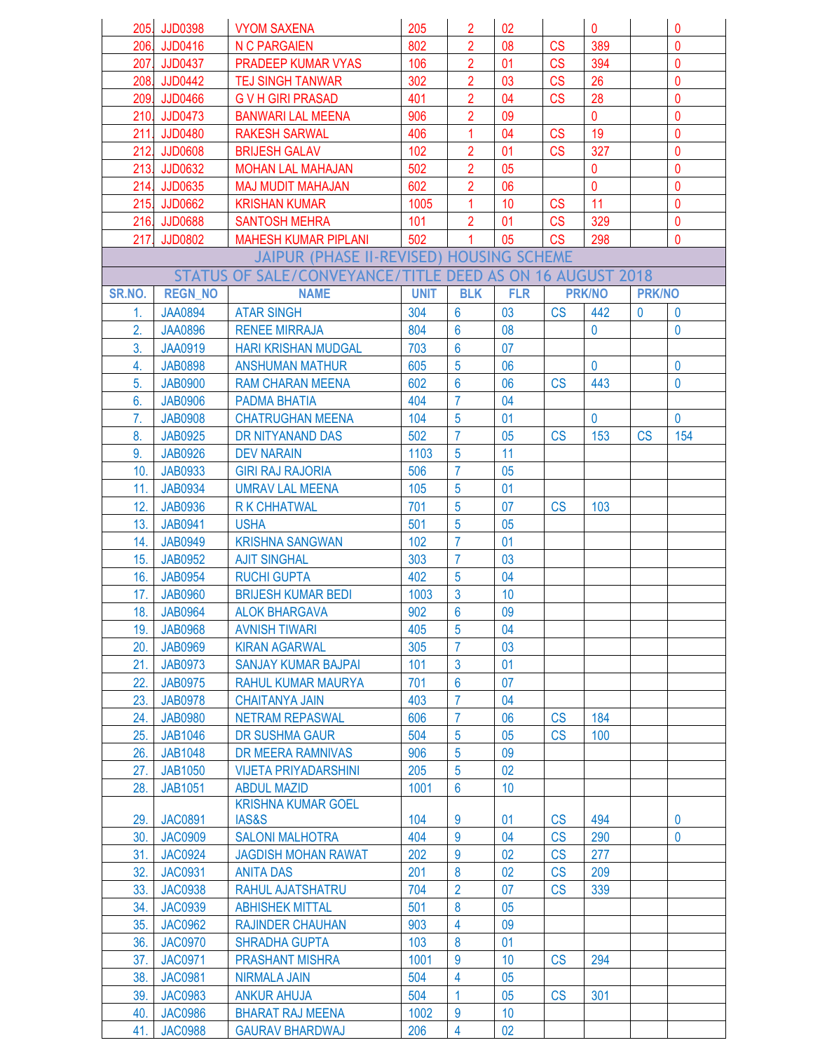| | | | | | | | | | |
|---|---|---|---|---|---|---|---|---|---|
| 205. | JJD0398 | VYOM SAXENA | 205 | 2 | 02 | | 0 | | 0 |
| 206. | JJD0416 | N C PARGAIEN | 802 | 2 | 08 | CS | 389 | | 0 |
| 207. | JJD0437 | PRADEEP KUMAR VYAS | 106 | 2 | 01 | CS | 394 | | 0 |
| 208. | JJD0442 | TEJ SINGH TANWAR | 302 | 2 | 03 | CS | 26 | | 0 |
| 209. | JJD0466 | G V H GIRI PRASAD | 401 | 2 | 04 | CS | 28 | | 0 |
| 210. | JJD0473 | BANWARI LAL MEENA | 906 | 2 | 09 | | 0 | | 0 |
| 211. | JJD0480 | RAKESH SARWAL | 406 | 1 | 04 | CS | 19 | | 0 |
| 212. | JJD0608 | BRIJESH GALAV | 102 | 2 | 01 | CS | 327 | | 0 |
| 213. | JJD0632 | MOHAN LAL MAHAJAN | 502 | 2 | 05 | | 0 | | 0 |
| 214. | JJD0635 | MAJ MUDIT MAHAJAN | 602 | 2 | 06 | | 0 | | 0 |
| 215. | JJD0662 | KRISHAN KUMAR | 1005 | 1 | 10 | CS | 11 | | 0 |
| 216. | JJD0688 | SANTOSH MEHRA | 101 | 2 | 01 | CS | 329 | | 0 |
| 217. | JJD0802 | MAHESH KUMAR PIPLANI | 502 | 1 | 05 | CS | 298 | | 0 |

## JAIPUR (PHASE II-REVISED) HOUSING SCHEME

## STATUS OF SALE/CONVEYANCE/TITLE DEED AS ON 16 AUGUST 2018

| SR.NO. | REGN_NO | NAME | UNIT | BLK | FLR | PRK/NO | | PRK/NO | |
|---|---|---|---|---|---|---|---|---|---|
| 1. | JAA0894 | ATAR SINGH | 304 | 6 | 03 | CS | 442 | 0 | 0 |
| 2. | JAA0896 | RENEE MIRRAJA | 804 | 6 | 08 | | 0 | | 0 |
| 3. | JAA0919 | HARI KRISHAN MUDGAL | 703 | 6 | 07 | | | | |
| 4. | JAB0898 | ANSHUMAN MATHUR | 605 | 5 | 06 | | 0 | | 0 |
| 5. | JAB0900 | RAM CHARAN MEENA | 602 | 6 | 06 | CS | 443 | | 0 |
| 6. | JAB0906 | PADMA BHATIA | 404 | 7 | 04 | | | | |
| 7. | JAB0908 | CHATRUGHAN MEENA | 104 | 5 | 01 | | 0 | | 0 |
| 8. | JAB0925 | DR NITYANAND DAS | 502 | 7 | 05 | CS | 153 | CS | 154 |
| 9. | JAB0926 | DEV NARAIN | 1103 | 5 | 11 | | | | |
| 10. | JAB0933 | GIRI RAJ RAJORIA | 506 | 7 | 05 | | | | |
| 11. | JAB0934 | UMRAV LAL MEENA | 105 | 5 | 01 | | | | |
| 12. | JAB0936 | R K CHHATWAL | 701 | 5 | 07 | CS | 103 | | |
| 13. | JAB0941 | USHA | 501 | 5 | 05 | | | | |
| 14. | JAB0949 | KRISHNA SANGWAN | 102 | 7 | 01 | | | | |
| 15. | JAB0952 | AJIT SINGHAL | 303 | 7 | 03 | | | | |
| 16. | JAB0954 | RUCHI GUPTA | 402 | 5 | 04 | | | | |
| 17. | JAB0960 | BRIJESH KUMAR BEDI | 1003 | 3 | 10 | | | | |
| 18. | JAB0964 | ALOK BHARGAVA | 902 | 6 | 09 | | | | |
| 19. | JAB0968 | AVNISH TIWARI | 405 | 5 | 04 | | | | |
| 20. | JAB0969 | KIRAN AGARWAL | 305 | 7 | 03 | | | | |
| 21. | JAB0973 | SANJAY KUMAR BAJPAI | 101 | 3 | 01 | | | | |
| 22. | JAB0975 | RAHUL KUMAR MAURYA | 701 | 6 | 07 | | | | |
| 23. | JAB0978 | CHAITANYA JAIN | 403 | 7 | 04 | | | | |
| 24. | JAB0980 | NETRAM REPASWAL | 606 | 7 | 06 | CS | 184 | | |
| 25. | JAB1046 | DR SUSHMA GAUR | 504 | 5 | 05 | CS | 100 | | |
| 26. | JAB1048 | DR MEERA RAMNIVAS | 906 | 5 | 09 | | | | |
| 27. | JAB1050 | VIJETA PRIYADARSHINI | 205 | 5 | 02 | | | | |
| 28. | JAB1051 | ABDUL MAZID | 1001 | 6 | 10 | | | | |
| 29. | JAC0891 | KRISHNA KUMAR GOEL IAS&S | 104 | 9 | 01 | CS | 494 | | 0 |
| 30. | JAC0909 | SALONI MALHOTRA | 404 | 9 | 04 | CS | 290 | | 0 |
| 31. | JAC0924 | JAGDISH MOHAN RAWAT | 202 | 9 | 02 | CS | 277 | | |
| 32. | JAC0931 | ANITA DAS | 201 | 8 | 02 | CS | 209 | | |
| 33. | JAC0938 | RAHUL AJATSHATRU | 704 | 2 | 07 | CS | 339 | | |
| 34. | JAC0939 | ABHISHEK MITTAL | 501 | 8 | 05 | | | | |
| 35. | JAC0962 | RAJINDER CHAUHAN | 903 | 4 | 09 | | | | |
| 36. | JAC0970 | SHRADHA GUPTA | 103 | 8 | 01 | | | | |
| 37. | JAC0971 | PRASHANT MISHRA | 1001 | 9 | 10 | CS | 294 | | |
| 38. | JAC0981 | NIRMALA JAIN | 504 | 4 | 05 | | | | |
| 39. | JAC0983 | ANKUR AHUJA | 504 | 1 | 05 | CS | 301 | | |
| 40. | JAC0986 | BHARAT RAJ MEENA | 1002 | 9 | 10 | | | | |
| 41. | JAC0988 | GAURAV BHARDWAJ | 206 | 4 | 02 | | | | |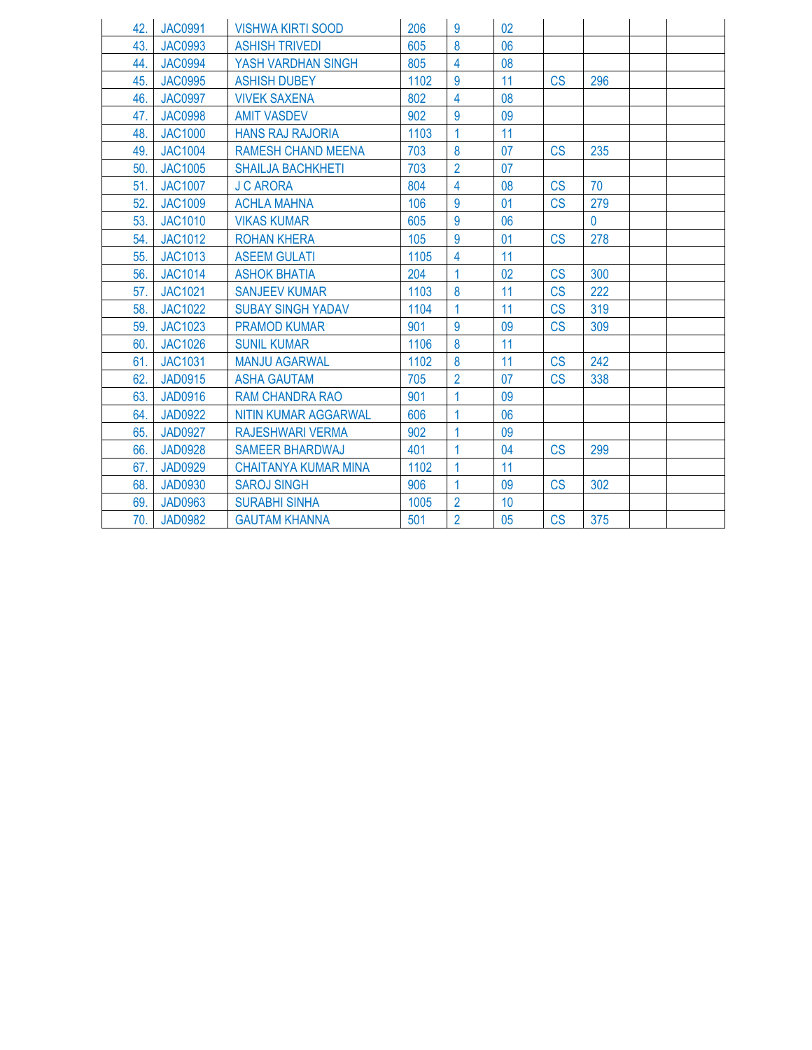| | | | | | | | | | |
|---|---|---|---|---|---|---|---|---|---|
| 42. | JAC0991 | VISHWA KIRTI SOOD | 206 | 9 | 02 | | | | |
| 43. | JAC0993 | ASHISH TRIVEDI | 605 | 8 | 06 | | | | |
| 44. | JAC0994 | YASH VARDHAN SINGH | 805 | 4 | 08 | | | | |
| 45. | JAC0995 | ASHISH DUBEY | 1102 | 9 | 11 | CS | 296 | | |
| 46. | JAC0997 | VIVEK SAXENA | 802 | 4 | 08 | | | | |
| 47. | JAC0998 | AMIT VASDEV | 902 | 9 | 09 | | | | |
| 48. | JAC1000 | HANS RAJ RAJORIA | 1103 | 1 | 11 | | | | |
| 49. | JAC1004 | RAMESH CHAND MEENA | 703 | 8 | 07 | CS | 235 | | |
| 50. | JAC1005 | SHAILJA BACHKHETI | 703 | 2 | 07 | | | | |
| 51. | JAC1007 | J C ARORA | 804 | 4 | 08 | CS | 70 | | |
| 52. | JAC1009 | ACHLA MAHNA | 106 | 9 | 01 | CS | 279 | | |
| 53. | JAC1010 | VIKAS KUMAR | 605 | 9 | 06 | | 0 | | |
| 54. | JAC1012 | ROHAN KHERA | 105 | 9 | 01 | CS | 278 | | |
| 55. | JAC1013 | ASEEM GULATI | 1105 | 4 | 11 | | | | |
| 56. | JAC1014 | ASHOK BHATIA | 204 | 1 | 02 | CS | 300 | | |
| 57. | JAC1021 | SANJEEV KUMAR | 1103 | 8 | 11 | CS | 222 | | |
| 58. | JAC1022 | SUBAY SINGH YADAV | 1104 | 1 | 11 | CS | 319 | | |
| 59. | JAC1023 | PRAMOD KUMAR | 901 | 9 | 09 | CS | 309 | | |
| 60. | JAC1026 | SUNIL KUMAR | 1106 | 8 | 11 | | | | |
| 61. | JAC1031 | MANJU AGARWAL | 1102 | 8 | 11 | CS | 242 | | |
| 62. | JAD0915 | ASHA GAUTAM | 705 | 2 | 07 | CS | 338 | | |
| 63. | JAD0916 | RAM CHANDRA RAO | 901 | 1 | 09 | | | | |
| 64. | JAD0922 | NITIN KUMAR AGGARWAL | 606 | 1 | 06 | | | | |
| 65. | JAD0927 | RAJESHWARI VERMA | 902 | 1 | 09 | | | | |
| 66. | JAD0928 | SAMEER BHARDWAJ | 401 | 1 | 04 | CS | 299 | | |
| 67. | JAD0929 | CHAITANYA KUMAR MINA | 1102 | 1 | 11 | | | | |
| 68. | JAD0930 | SAROJ SINGH | 906 | 1 | 09 | CS | 302 | | |
| 69. | JAD0963 | SURABHI SINHA | 1005 | 2 | 10 | | | | |
| 70. | JAD0982 | GAUTAM KHANNA | 501 | 2 | 05 | CS | 375 | | |